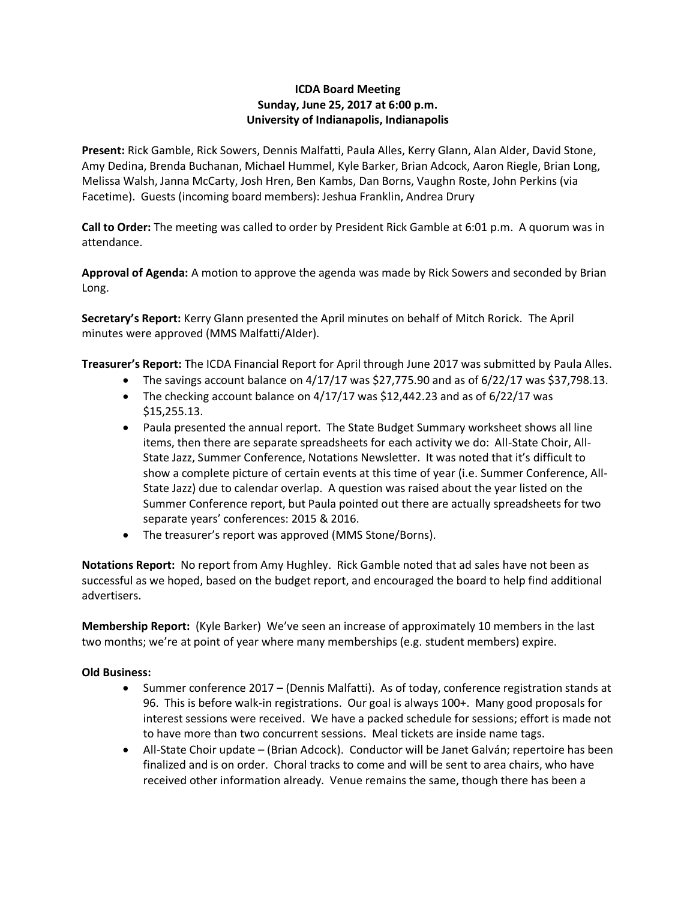**ICDA Board Meeting**
**Sunday, June 25, 2017 at 6:00 p.m.**
**University of Indianapolis, Indianapolis**

**Present:** Rick Gamble, Rick Sowers, Dennis Malfatti, Paula Alles, Kerry Glann, Alan Alder, David Stone, Amy Dedina, Brenda Buchanan, Michael Hummel, Kyle Barker, Brian Adcock, Aaron Riegle, Brian Long, Melissa Walsh, Janna McCarty, Josh Hren, Ben Kambs, Dan Borns, Vaughn Roste, John Perkins (via Facetime). Guests (incoming board members): Jeshua Franklin, Andrea Drury

**Call to Order:** The meeting was called to order by President Rick Gamble at 6:01 p.m. A quorum was in attendance.

**Approval of Agenda:** A motion to approve the agenda was made by Rick Sowers and seconded by Brian Long.

**Secretary's Report:** Kerry Glann presented the April minutes on behalf of Mitch Rorick. The April minutes were approved (MMS Malfatti/Alder).

**Treasurer's Report:** The ICDA Financial Report for April through June 2017 was submitted by Paula Alles.

- The savings account balance on 4/17/17 was $27,775.90 and as of 6/22/17 was $37,798.13.
- The checking account balance on 4/17/17 was $12,442.23 and as of 6/22/17 was $15,255.13.
- Paula presented the annual report. The State Budget Summary worksheet shows all line items, then there are separate spreadsheets for each activity we do: All-State Choir, All-State Jazz, Summer Conference, Notations Newsletter. It was noted that it's difficult to show a complete picture of certain events at this time of year (i.e. Summer Conference, All-State Jazz) due to calendar overlap. A question was raised about the year listed on the Summer Conference report, but Paula pointed out there are actually spreadsheets for two separate years' conferences: 2015 & 2016.
- The treasurer's report was approved (MMS Stone/Borns).

**Notations Report:** No report from Amy Hughley. Rick Gamble noted that ad sales have not been as successful as we hoped, based on the budget report, and encouraged the board to help find additional advertisers.

**Membership Report:** (Kyle Barker) We've seen an increase of approximately 10 members in the last two months; we're at point of year where many memberships (e.g. student members) expire.

**Old Business:**

- Summer conference 2017 – (Dennis Malfatti). As of today, conference registration stands at 96. This is before walk-in registrations. Our goal is always 100+. Many good proposals for interest sessions were received. We have a packed schedule for sessions; effort is made not to have more than two concurrent sessions. Meal tickets are inside name tags.
- All-State Choir update – (Brian Adcock). Conductor will be Janet Galván; repertoire has been finalized and is on order. Choral tracks to come and will be sent to area chairs, who have received other information already. Venue remains the same, though there has been a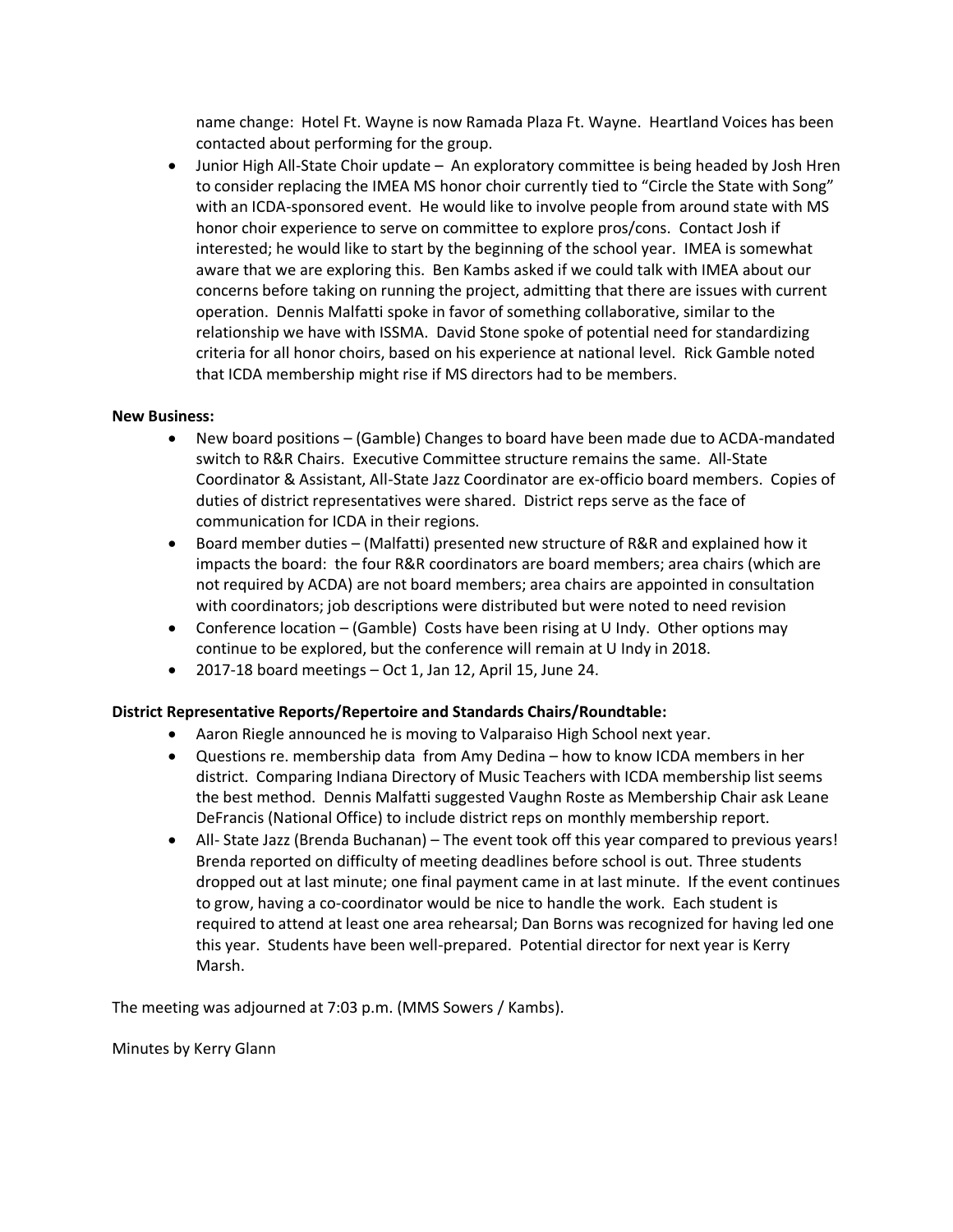name change: Hotel Ft. Wayne is now Ramada Plaza Ft. Wayne. Heartland Voices has been contacted about performing for the group.

- Junior High All-State Choir update – An exploratory committee is being headed by Josh Hren to consider replacing the IMEA MS honor choir currently tied to "Circle the State with Song" with an ICDA-sponsored event. He would like to involve people from around state with MS honor choir experience to serve on committee to explore pros/cons. Contact Josh if interested; he would like to start by the beginning of the school year. IMEA is somewhat aware that we are exploring this. Ben Kambs asked if we could talk with IMEA about our concerns before taking on running the project, admitting that there are issues with current operation. Dennis Malfatti spoke in favor of something collaborative, similar to the relationship we have with ISSMA. David Stone spoke of potential need for standardizing criteria for all honor choirs, based on his experience at national level. Rick Gamble noted that ICDA membership might rise if MS directors had to be members.

**New Business:**

- New board positions – (Gamble) Changes to board have been made due to ACDA-mandated switch to R&R Chairs. Executive Committee structure remains the same. All-State Coordinator & Assistant, All-State Jazz Coordinator are ex-officio board members. Copies of duties of district representatives were shared. District reps serve as the face of communication for ICDA in their regions.
- Board member duties – (Malfatti) presented new structure of R&R and explained how it impacts the board: the four R&R coordinators are board members; area chairs (which are not required by ACDA) are not board members; area chairs are appointed in consultation with coordinators; job descriptions were distributed but were noted to need revision
- Conference location – (Gamble) Costs have been rising at U Indy. Other options may continue to be explored, but the conference will remain at U Indy in 2018.
- 2017-18 board meetings – Oct 1, Jan 12, April 15, June 24.

**District Representative Reports/Repertoire and Standards Chairs/Roundtable:**

- Aaron Riegle announced he is moving to Valparaiso High School next year.
- Questions re. membership data from Amy Dedina – how to know ICDA members in her district. Comparing Indiana Directory of Music Teachers with ICDA membership list seems the best method. Dennis Malfatti suggested Vaughn Roste as Membership Chair ask Leane DeFrancis (National Office) to include district reps on monthly membership report.
- All- State Jazz (Brenda Buchanan) – The event took off this year compared to previous years! Brenda reported on difficulty of meeting deadlines before school is out. Three students dropped out at last minute; one final payment came in at last minute. If the event continues to grow, having a co-coordinator would be nice to handle the work. Each student is required to attend at least one area rehearsal; Dan Borns was recognized for having led one this year. Students have been well-prepared. Potential director for next year is Kerry Marsh.

The meeting was adjourned at 7:03 p.m. (MMS Sowers / Kambs).

Minutes by Kerry Glann